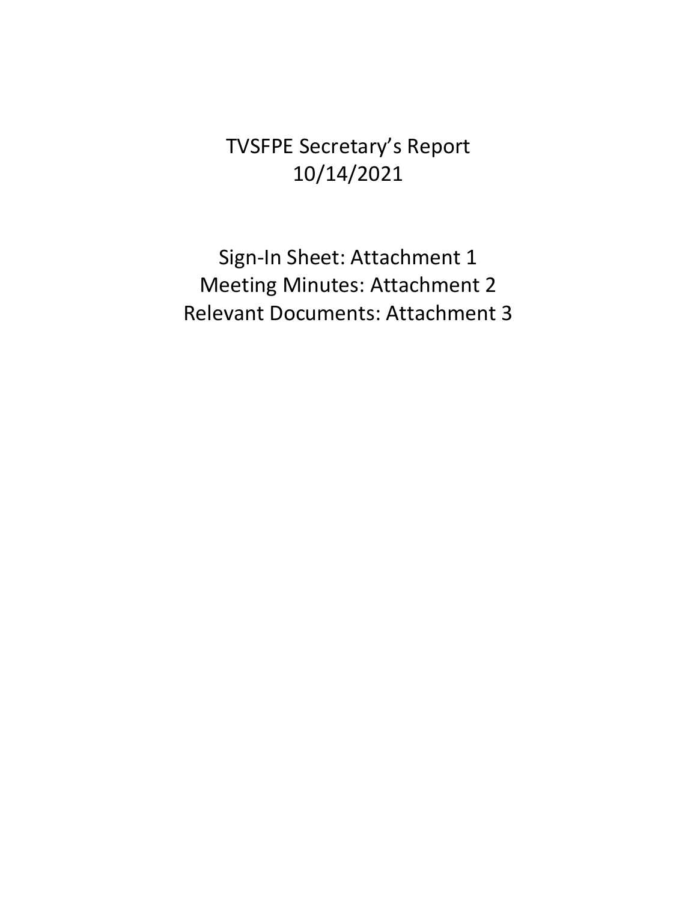# TVSFPE Secretary's Report
# 10/14/2021

Sign-In Sheet: Attachment 1
Meeting Minutes: Attachment 2
Relevant Documents: Attachment 3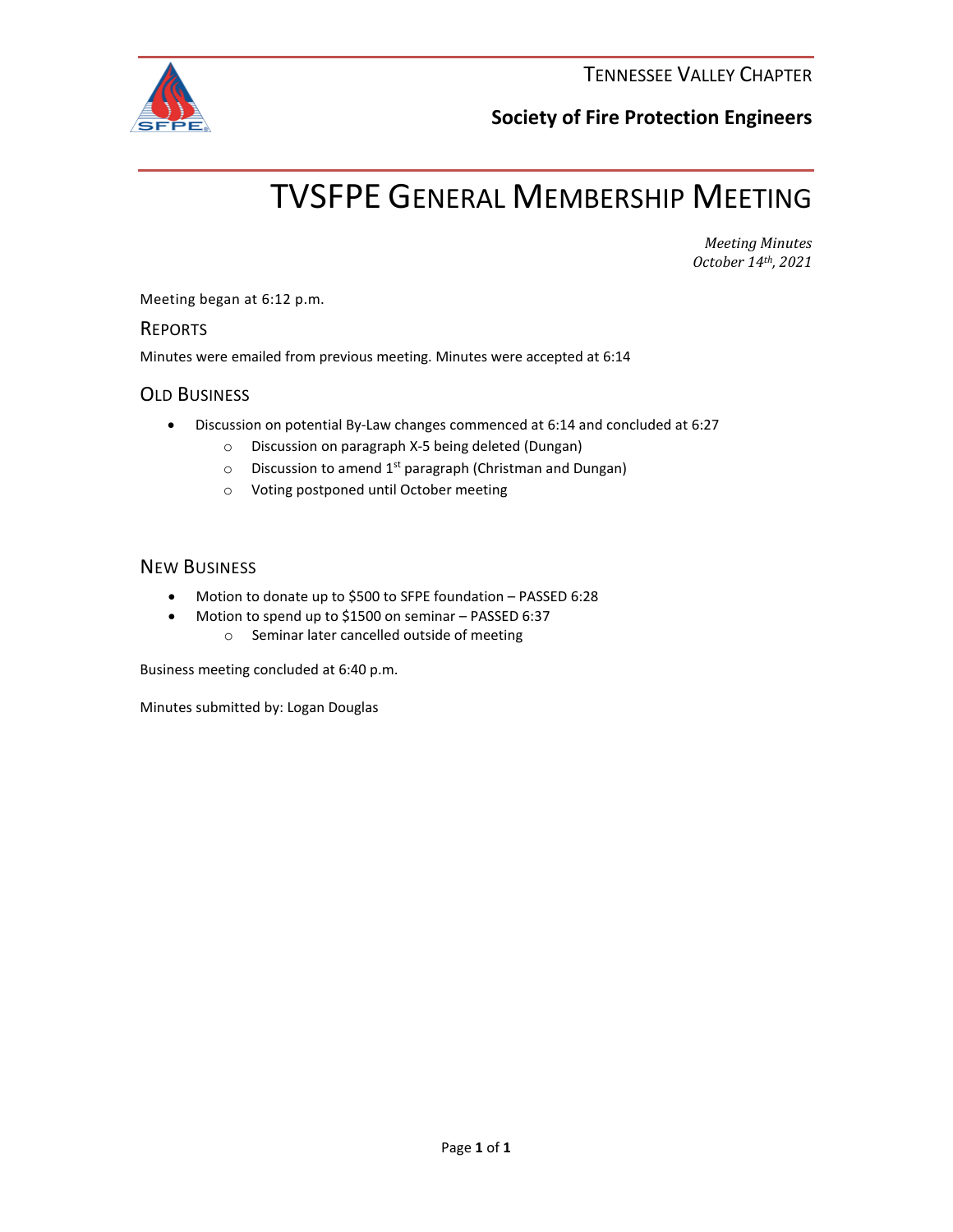Tennessee Valley Chapter

**Society of Fire Protection Engineers**

# TVSFPE General Membership Meeting

*Meeting Minutes*
*October 14th, 2021*

Meeting began at 6:12 p.m.

## Reports

Minutes were emailed from previous meeting. Minutes were accepted at 6:14

## Old Business

- Discussion on potential By-Law changes commenced at 6:14 and concluded at 6:27
  - Discussion on paragraph X-5 being deleted (Dungan)
  - Discussion to amend 1st paragraph (Christman and Dungan)
  - Voting postponed until October meeting

## New Business

- Motion to donate up to $500 to SFPE foundation – PASSED 6:28
- Motion to spend up to $1500 on seminar – PASSED 6:37
  - Seminar later cancelled outside of meeting

Business meeting concluded at 6:40 p.m.

Minutes submitted by: Logan Douglas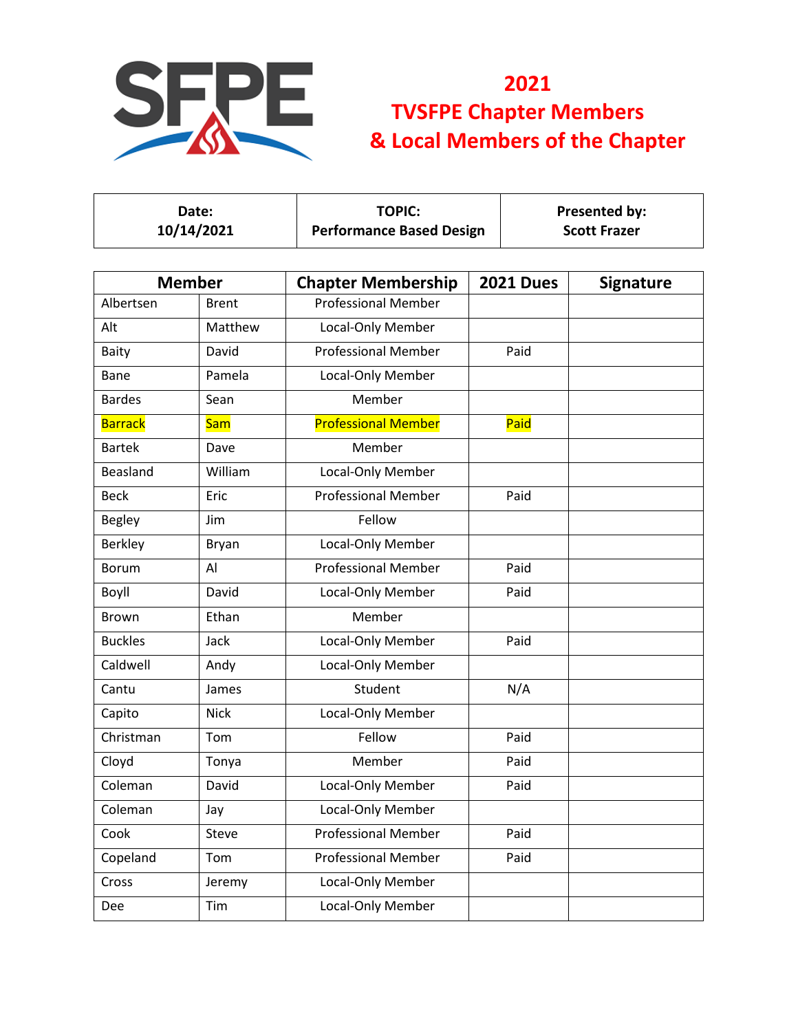# 2021 TVSFPE Chapter Members & Local Members of the Chapter

| Date: 10/14/2021 | TOPIC: Performance Based Design | Presented by: Scott Frazer |
|---|---|---|

| Member | | Chapter Membership | 2021 Dues | Signature |
|---|---|---|---|---|
| Albertsen | Brent | Professional Member | | |
| Alt | Matthew | Local-Only Member | | |
| Baity | David | Professional Member | Paid | |
| Bane | Pamela | Local-Only Member | | |
| Bardes | Sean | Member | | |
| Barrack | Sam | Professional Member | Paid | |
| Bartek | Dave | Member | | |
| Beasland | William | Local-Only Member | | |
| Beck | Eric | Professional Member | Paid | |
| Begley | Jim | Fellow | | |
| Berkley | Bryan | Local-Only Member | | |
| Borum | Al | Professional Member | Paid | |
| Boyll | David | Local-Only Member | Paid | |
| Brown | Ethan | Member | | |
| Buckles | Jack | Local-Only Member | Paid | |
| Caldwell | Andy | Local-Only Member | | |
| Cantu | James | Student | N/A | |
| Capito | Nick | Local-Only Member | | |
| Christman | Tom | Fellow | Paid | |
| Cloyd | Tonya | Member | Paid | |
| Coleman | David | Local-Only Member | Paid | |
| Coleman | Jay | Local-Only Member | | |
| Cook | Steve | Professional Member | Paid | |
| Copeland | Tom | Professional Member | Paid | |
| Cross | Jeremy | Local-Only Member | | |
| Dee | Tim | Local-Only Member | | |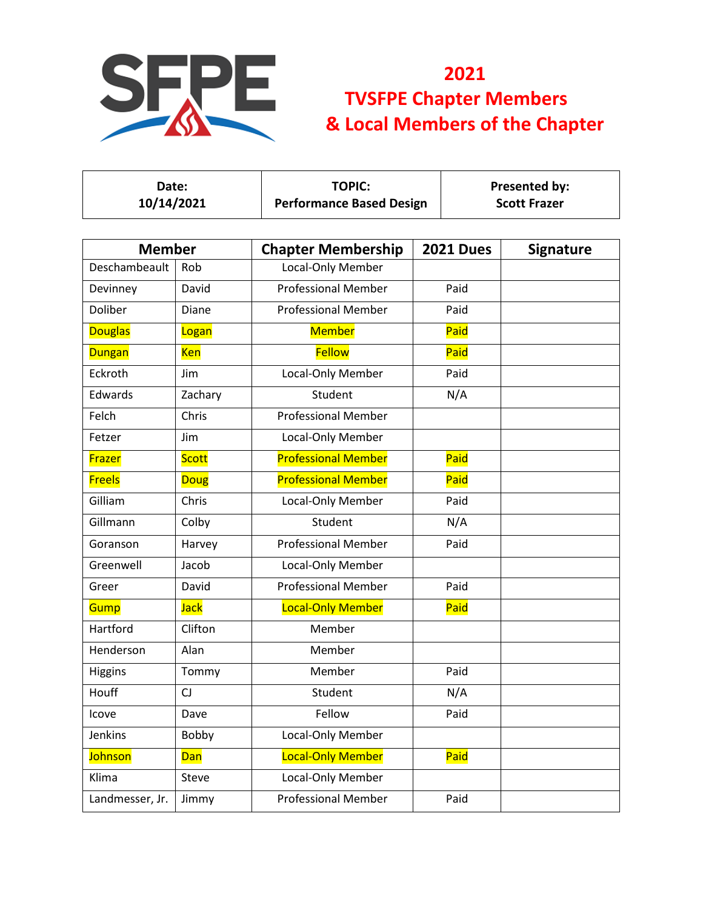# 2021 TVSFPE Chapter Members & Local Members of the Chapter

| Date: 10/14/2021 | TOPIC: Performance Based Design | Presented by: Scott Frazer |
|---|---|---|

| Member | | Chapter Membership | 2021 Dues | Signature |
|---|---|---|---|---|
| Deschambeault | Rob | Local-Only Member | | |
| Devinney | David | Professional Member | Paid | |
| Doliber | Diane | Professional Member | Paid | |
| Douglas | Logan | Member | Paid | |
| Dungan | Ken | Fellow | Paid | |
| Eckroth | Jim | Local-Only Member | Paid | |
| Edwards | Zachary | Student | N/A | |
| Felch | Chris | Professional Member | | |
| Fetzer | Jim | Local-Only Member | | |
| Frazer | Scott | Professional Member | Paid | |
| Freels | Doug | Professional Member | Paid | |
| Gilliam | Chris | Local-Only Member | Paid | |
| Gillmann | Colby | Student | N/A | |
| Goranson | Harvey | Professional Member | Paid | |
| Greenwell | Jacob | Local-Only Member | | |
| Greer | David | Professional Member | Paid | |
| Gump | Jack | Local-Only Member | Paid | |
| Hartford | Clifton | Member | | |
| Henderson | Alan | Member | | |
| Higgins | Tommy | Member | Paid | |
| Houff | CJ | Student | N/A | |
| Icove | Dave | Fellow | Paid | |
| Jenkins | Bobby | Local-Only Member | | |
| Johnson | Dan | Local-Only Member | Paid | |
| Klima | Steve | Local-Only Member | | |
| Landmesser, Jr. | Jimmy | Professional Member | Paid | |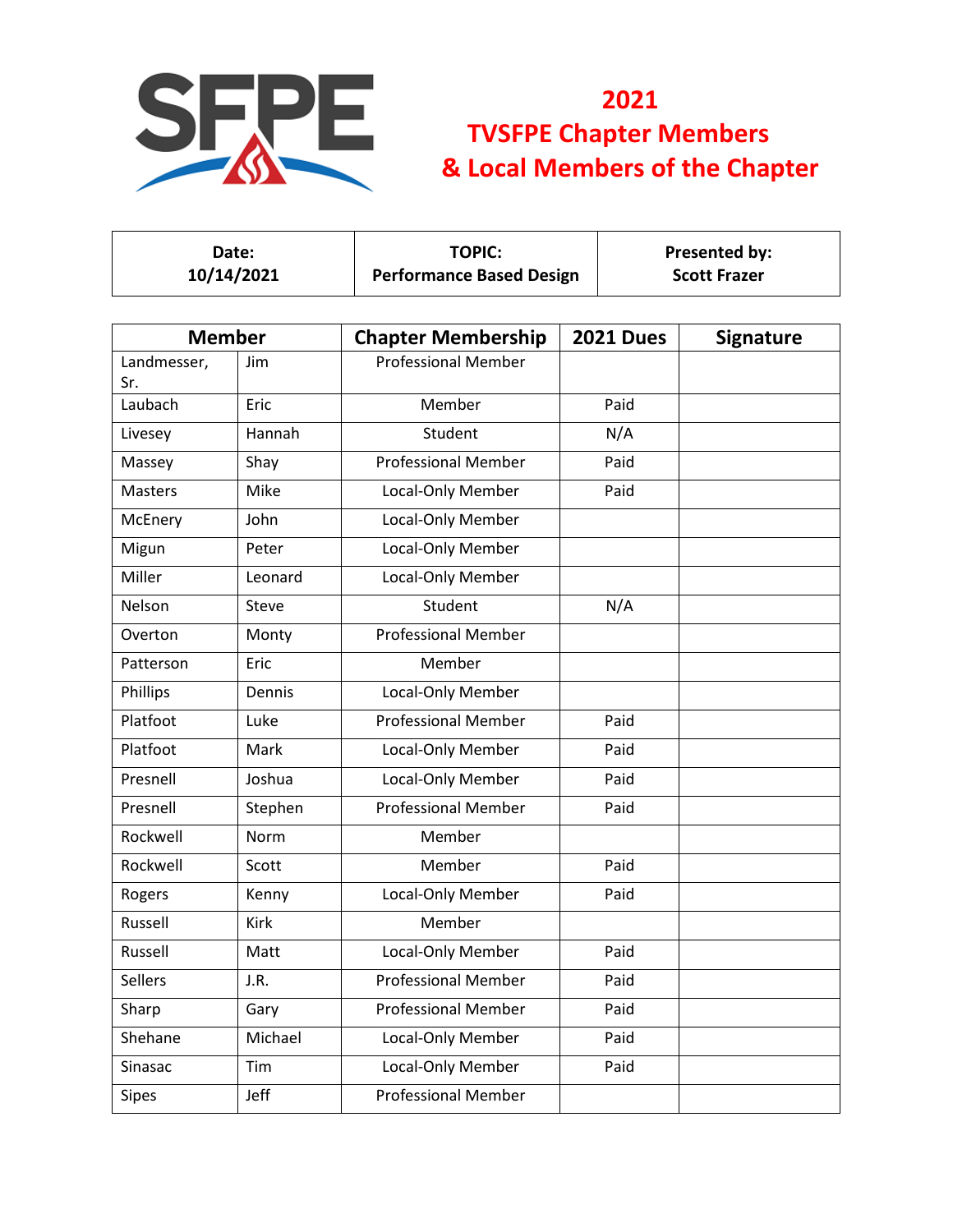# 2021 TVSFPE Chapter Members & Local Members of the Chapter

| Date: 10/14/2021 | TOPIC: Performance Based Design | Presented by: Scott Frazer |
|---|---|---|

| Member | | Chapter Membership | 2021 Dues | Signature |
|---|---|---|---|---|
| Landmesser, Sr. | Jim | Professional Member | | |
| Laubach | Eric | Member | Paid | |
| Livesey | Hannah | Student | N/A | |
| Massey | Shay | Professional Member | Paid | |
| Masters | Mike | Local-Only Member | Paid | |
| McEnery | John | Local-Only Member | | |
| Migun | Peter | Local-Only Member | | |
| Miller | Leonard | Local-Only Member | | |
| Nelson | Steve | Student | N/A | |
| Overton | Monty | Professional Member | | |
| Patterson | Eric | Member | | |
| Phillips | Dennis | Local-Only Member | | |
| Platfoot | Luke | Professional Member | Paid | |
| Platfoot | Mark | Local-Only Member | Paid | |
| Presnell | Joshua | Local-Only Member | Paid | |
| Presnell | Stephen | Professional Member | Paid | |
| Rockwell | Norm | Member | | |
| Rockwell | Scott | Member | Paid | |
| Rogers | Kenny | Local-Only Member | Paid | |
| Russell | Kirk | Member | | |
| Russell | Matt | Local-Only Member | Paid | |
| Sellers | J.R. | Professional Member | Paid | |
| Sharp | Gary | Professional Member | Paid | |
| Shehane | Michael | Local-Only Member | Paid | |
| Sinasac | Tim | Local-Only Member | Paid | |
| Sipes | Jeff | Professional Member | | |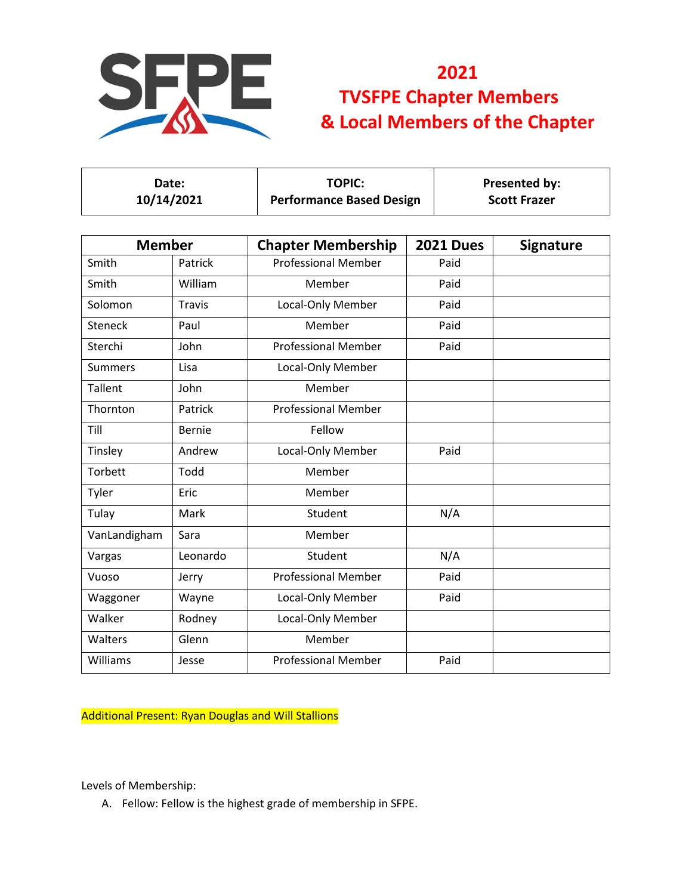# 2021 TVSFPE Chapter Members & Local Members of the Chapter

| Date: 10/14/2021 | TOPIC: Performance Based Design | Presented by: Scott Frazer |
|---|---|---|

| Member | | Chapter Membership | 2021 Dues | Signature |
|---|---|---|---|---|
| Smith | Patrick | Professional Member | Paid | |
| Smith | William | Member | Paid | |
| Solomon | Travis | Local-Only Member | Paid | |
| Steneck | Paul | Member | Paid | |
| Sterchi | John | Professional Member | Paid | |
| Summers | Lisa | Local-Only Member | | |
| Tallent | John | Member | | |
| Thornton | Patrick | Professional Member | | |
| Till | Bernie | Fellow | | |
| Tinsley | Andrew | Local-Only Member | Paid | |
| Torbett | Todd | Member | | |
| Tyler | Eric | Member | | |
| Tulay | Mark | Student | N/A | |
| VanLandigham | Sara | Member | | |
| Vargas | Leonardo | Student | N/A | |
| Vuoso | Jerry | Professional Member | Paid | |
| Waggoner | Wayne | Local-Only Member | Paid | |
| Walker | Rodney | Local-Only Member | | |
| Walters | Glenn | Member | | |
| Williams | Jesse | Professional Member | Paid | |

Additional Present: Ryan Douglas and Will Stallions

Levels of Membership:

A. Fellow: Fellow is the highest grade of membership in SFPE.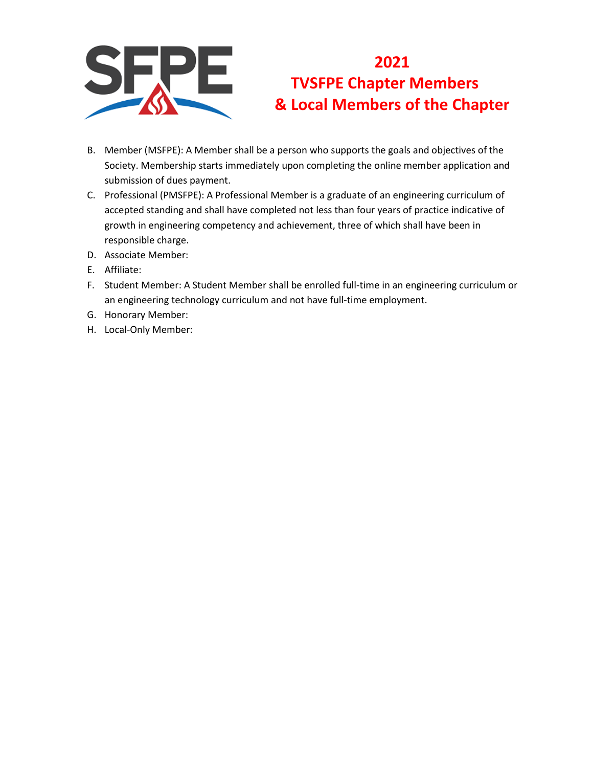# 2021 TVSFPE Chapter Members & Local Members of the Chapter

B. Member (MSFPE): A Member shall be a person who supports the goals and objectives of the Society. Membership starts immediately upon completing the online member application and submission of dues payment.

C. Professional (PMSFPE): A Professional Member is a graduate of an engineering curriculum of accepted standing and shall have completed not less than four years of practice indicative of growth in engineering competency and achievement, three of which shall have been in responsible charge.

D. Associate Member:

E. Affiliate:

F. Student Member: A Student Member shall be enrolled full-time in an engineering curriculum or an engineering technology curriculum and not have full-time employment.

G. Honorary Member:

H. Local-Only Member: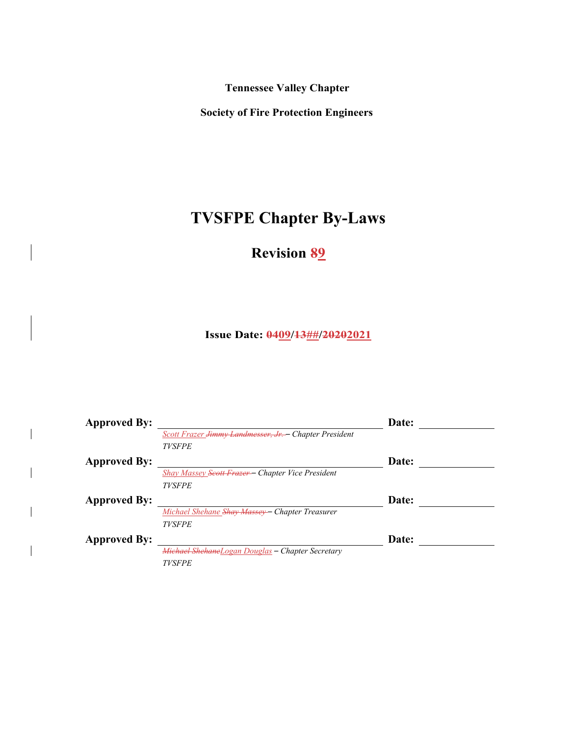**Tennessee Valley Chapter**

**Society of Fire Protection Engineers**

# TVSFPE Chapter By-Laws

## Revision ~~8~~9

**Issue Date: ~~04~~09/~~13~~##/~~2020~~2021**

| | | | |
|---|---|---|---|
| **Approved By:** | | **Date:** | |
| | *Scott Frazer ~~Jimmy Landmesser, Jr.~~ – Chapter President TVSFPE* | | |
| **Approved By:** | | **Date:** | |
| | *Shay Massey ~~Scott Frazer~~ – Chapter Vice President TVSFPE* | | |
| **Approved By:** | | **Date:** | |
| | *Michael Shehane ~~Shay Massey~~ – Chapter Treasurer TVSFPE* | | |
| **Approved By:** | | **Date:** | |
| | *~~Michael Shehane~~Logan Douglas – Chapter Secretary TVSFPE* | | |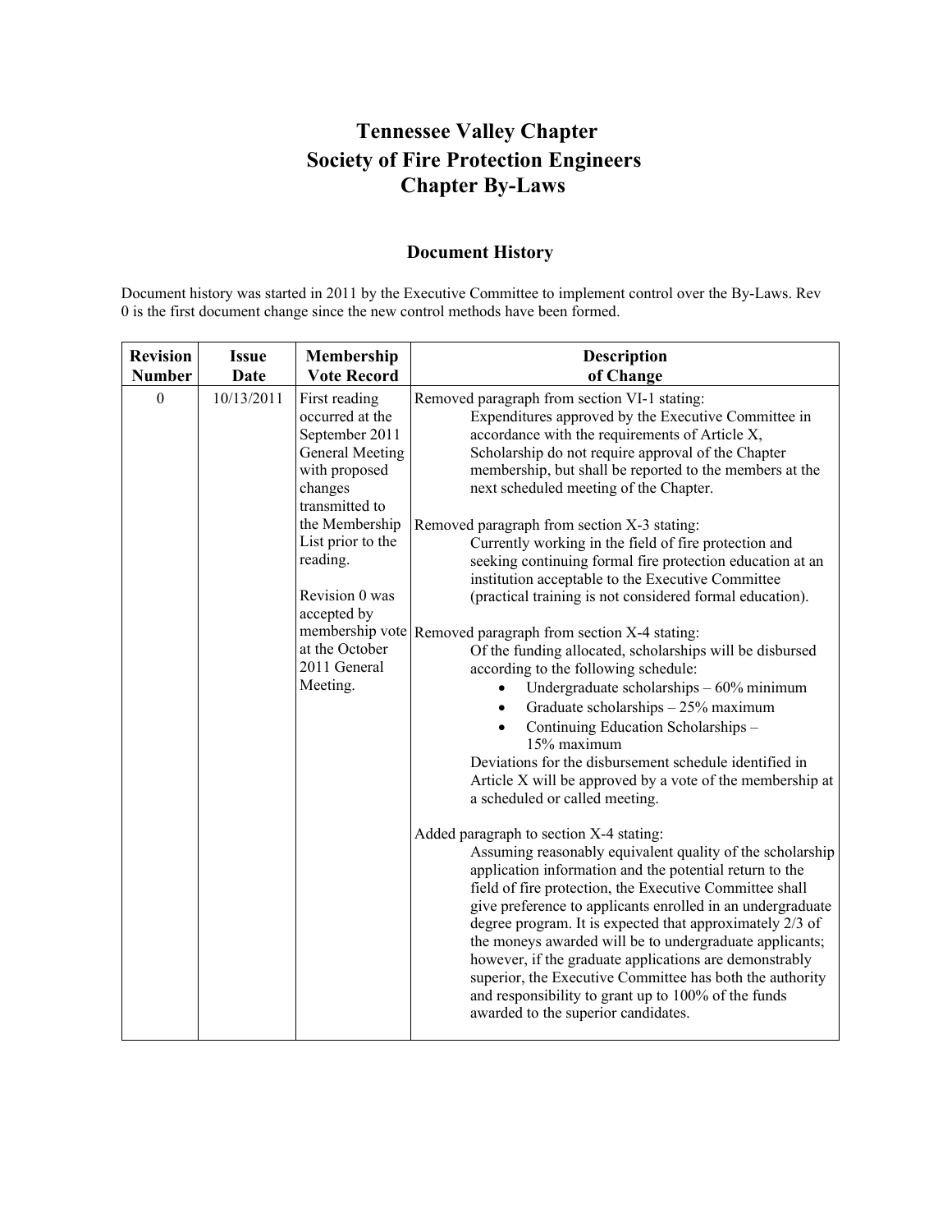# Tennessee Valley Chapter
# Society of Fire Protection Engineers
# Chapter By-Laws

## Document History

Document history was started in 2011 by the Executive Committee to implement control over the By-Laws. Rev 0 is the first document change since the new control methods have been formed.

| Revision Number | Issue Date | Membership Vote Record | Description of Change |
|---|---|---|---|
| 0 | 10/13/2011 | First reading occurred at the September 2011 General Meeting with proposed changes transmitted to the Membership List prior to the reading.<br><br>Revision 0 was accepted by membership vote at the October 2011 General Meeting. | Removed paragraph from section VI-1 stating:<br>Expenditures approved by the Executive Committee in accordance with the requirements of Article X, Scholarship do not require approval of the Chapter membership, but shall be reported to the members at the next scheduled meeting of the Chapter.<br><br>Removed paragraph from section X-3 stating:<br>Currently working in the field of fire protection and seeking continuing formal fire protection education at an institution acceptable to the Executive Committee (practical training is not considered formal education).<br><br>Removed paragraph from section X-4 stating:<br>Of the funding allocated, scholarships will be disbursed according to the following schedule:<br>• Undergraduate scholarships – 60% minimum<br>• Graduate scholarships – 25% maximum<br>• Continuing Education Scholarships – 15% maximum<br>Deviations for the disbursement schedule identified in Article X will be approved by a vote of the membership at a scheduled or called meeting.<br><br>Added paragraph to section X-4 stating:<br>Assuming reasonably equivalent quality of the scholarship application information and the potential return to the field of fire protection, the Executive Committee shall give preference to applicants enrolled in an undergraduate degree program. It is expected that approximately 2/3 of the moneys awarded will be to undergraduate applicants; however, if the graduate applications are demonstrably superior, the Executive Committee has both the authority and responsibility to grant up to 100% of the funds awarded to the superior candidates. |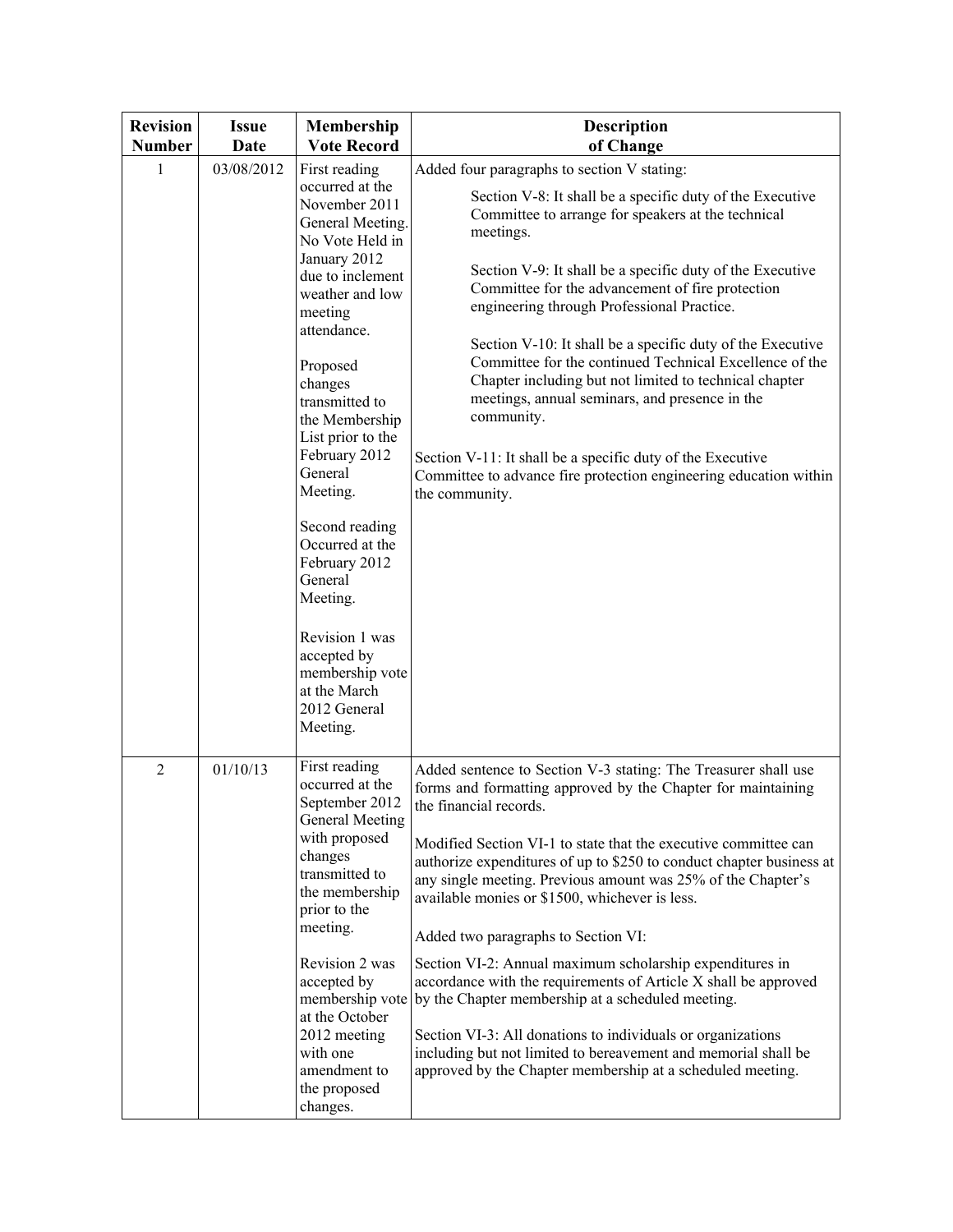| Revision Number | Issue Date | Membership Vote Record | Description of Change |
|---|---|---|---|
| 1 | 03/08/2012 | First reading occurred at the November 2011 General Meeting. No Vote Held in January 2012 due to inclement weather and low meeting attendance.<br><br>Proposed changes transmitted to the Membership List prior to the February 2012 General Meeting.<br><br>Second reading Occurred at the February 2012 General Meeting.<br><br>Revision 1 was accepted by membership vote at the March 2012 General Meeting. | Added four paragraphs to section V stating:<br><br>Section V-8: It shall be a specific duty of the Executive Committee to arrange for speakers at the technical meetings.<br><br>Section V-9: It shall be a specific duty of the Executive Committee for the advancement of fire protection engineering through Professional Practice.<br><br>Section V-10: It shall be a specific duty of the Executive Committee for the continued Technical Excellence of the Chapter including but not limited to technical chapter meetings, annual seminars, and presence in the community.<br><br>Section V-11: It shall be a specific duty of the Executive Committee to advance fire protection engineering education within the community. |
| 2 | 01/10/13 | First reading occurred at the September 2012 General Meeting with proposed changes transmitted to the membership prior to the meeting.<br><br>Revision 2 was accepted by membership vote at the October 2012 meeting with one amendment to the proposed changes. | Added sentence to Section V-3 stating: The Treasurer shall use forms and formatting approved by the Chapter for maintaining the financial records.<br><br>Modified Section VI-1 to state that the executive committee can authorize expenditures of up to $250 to conduct chapter business at any single meeting. Previous amount was 25% of the Chapter's available monies or $1500, whichever is less.<br><br>Added two paragraphs to Section VI:<br><br>Section VI-2: Annual maximum scholarship expenditures in accordance with the requirements of Article X shall be approved by the Chapter membership at a scheduled meeting.<br><br>Section VI-3: All donations to individuals or organizations including but not limited to bereavement and memorial shall be approved by the Chapter membership at a scheduled meeting. |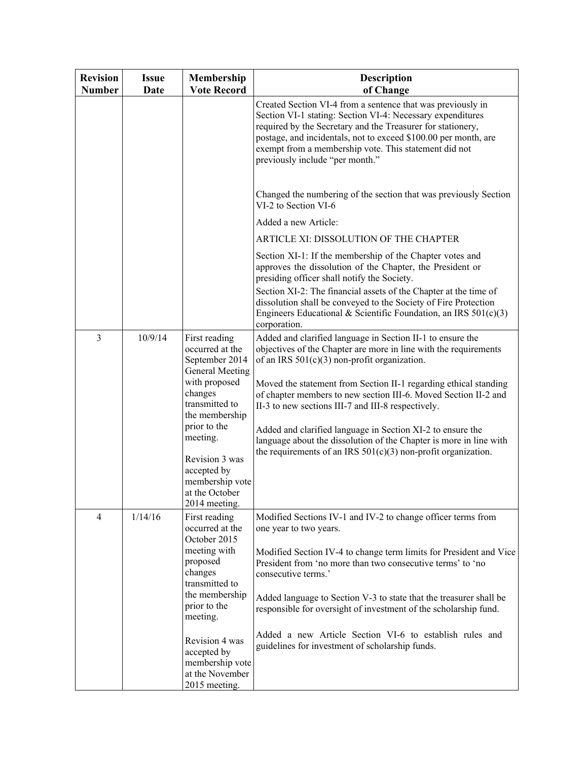| Revision Number | Issue Date | Membership Vote Record | Description of Change |
|---|---|---|---|
| | | | Created Section VI-4 from a sentence that was previously in Section VI-1 stating: Section VI-4: Necessary expenditures required by the Secretary and the Treasurer for stationery, postage, and incidentals, not to exceed $100.00 per month, are exempt from a membership vote. This statement did not previously include "per month."<br><br>Changed the numbering of the section that was previously Section VI-2 to Section VI-6<br><br>Added a new Article:<br><br>ARTICLE XI: DISSOLUTION OF THE CHAPTER<br><br>Section XI-1: If the membership of the Chapter votes and approves the dissolution of the Chapter, the President or presiding officer shall notify the Society.<br>Section XI-2: The financial assets of the Chapter at the time of dissolution shall be conveyed to the Society of Fire Protection Engineers Educational & Scientific Foundation, an IRS 501(c)(3) corporation. |
| 3 | 10/9/14 | First reading occurred at the September 2014 General Meeting with proposed changes transmitted to the membership prior to the meeting.<br><br>Revision 3 was accepted by membership vote at the October 2014 meeting. | Added and clarified language in Section II-1 to ensure the objectives of the Chapter are more in line with the requirements of an IRS 501(c)(3) non-profit organization.<br><br>Moved the statement from Section II-1 regarding ethical standing of chapter members to new section III-6. Moved Section II-2 and II-3 to new sections III-7 and III-8 respectively.<br><br>Added and clarified language in Section XI-2 to ensure the language about the dissolution of the Chapter is more in line with the requirements of an IRS 501(c)(3) non-profit organization. |
| 4 | 1/14/16 | First reading occurred at the October 2015 meeting with proposed changes transmitted to the membership prior to the meeting.<br><br>Revision 4 was accepted by membership vote at the November 2015 meeting. | Modified Sections IV-1 and IV-2 to change officer terms from one year to two years.<br><br>Modified Section IV-4 to change term limits for President and Vice President from 'no more than two consecutive terms' to 'no consecutive terms.'<br><br>Added language to Section V-3 to state that the treasurer shall be responsible for oversight of investment of the scholarship fund.<br><br>Added a new Article Section VI-6 to establish rules and guidelines for investment of scholarship funds. |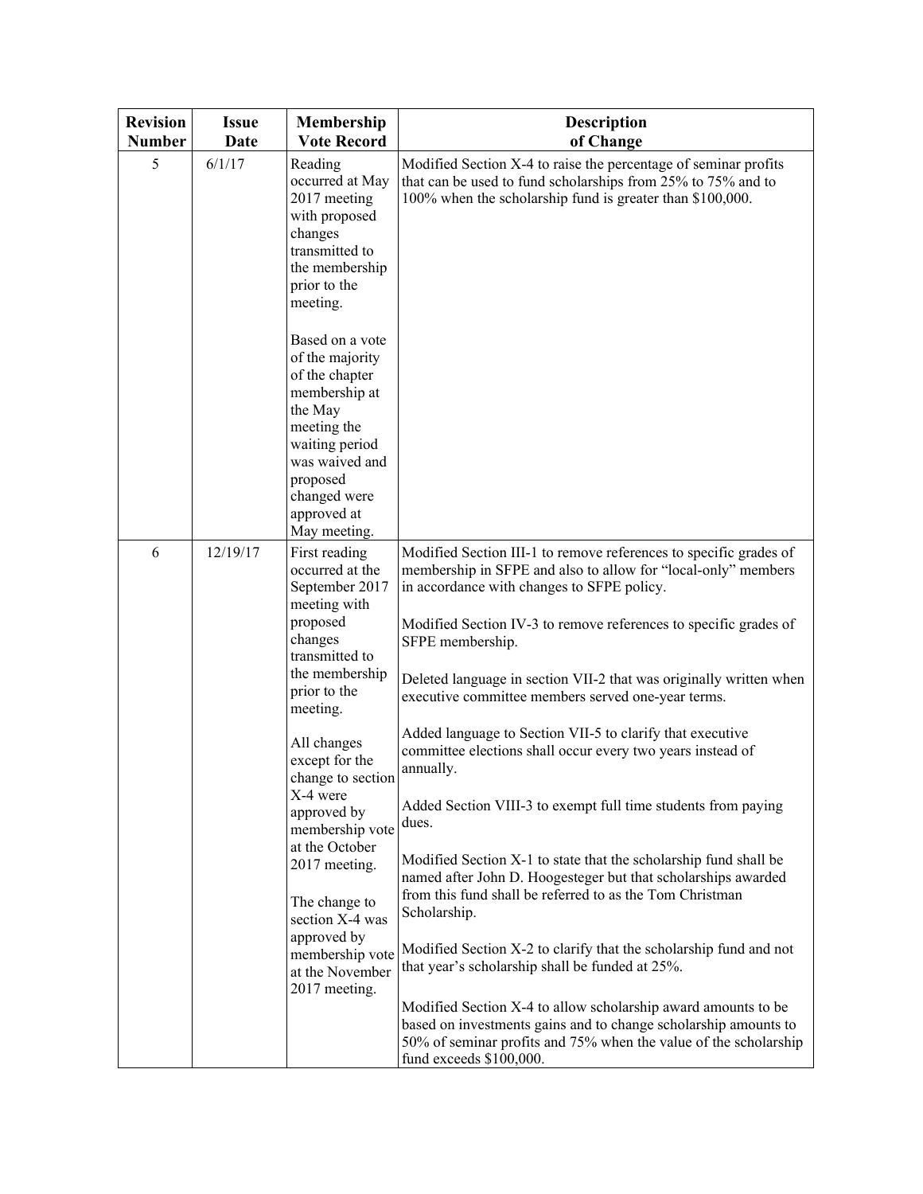| Revision Number | Issue Date | Membership Vote Record | Description of Change |
|---|---|---|---|
| 5 | 6/1/17 | Reading occurred at May 2017 meeting with proposed changes transmitted to the membership prior to the meeting.<br><br>Based on a vote of the majority of the chapter membership at the May meeting the waiting period was waived and proposed changed were approved at May meeting. | Modified Section X-4 to raise the percentage of seminar profits that can be used to fund scholarships from 25% to 75% and to 100% when the scholarship fund is greater than $100,000. |
| 6 | 12/19/17 | First reading occurred at the September 2017 meeting with proposed changes transmitted to the membership prior to the meeting.<br><br>All changes except for the change to section X-4 were approved by membership vote at the October 2017 meeting.<br><br>The change to section X-4 was approved by membership vote at the November 2017 meeting. | Modified Section III-1 to remove references to specific grades of membership in SFPE and also to allow for "local-only" members in accordance with changes to SFPE policy.<br><br>Modified Section IV-3 to remove references to specific grades of SFPE membership.<br><br>Deleted language in section VII-2 that was originally written when executive committee members served one-year terms.<br><br>Added language to Section VII-5 to clarify that executive committee elections shall occur every two years instead of annually.<br><br>Added Section VIII-3 to exempt full time students from paying dues.<br><br>Modified Section X-1 to state that the scholarship fund shall be named after John D. Hoogesteger but that scholarships awarded from this fund shall be referred to as the Tom Christman Scholarship.<br><br>Modified Section X-2 to clarify that the scholarship fund and not that year's scholarship shall be funded at 25%.<br><br>Modified Section X-4 to allow scholarship award amounts to be based on investments gains and to change scholarship amounts to 50% of seminar profits and 75% when the value of the scholarship fund exceeds $100,000. |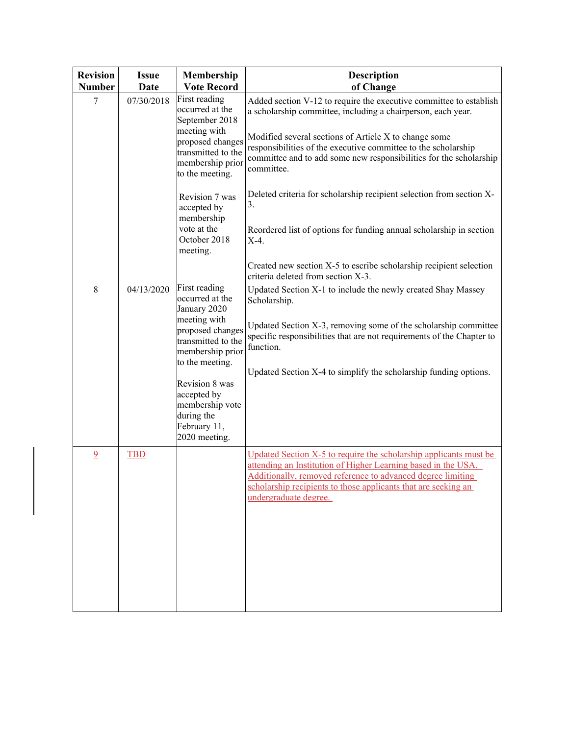| Revision Number | Issue Date | Membership Vote Record | Description of Change |
|---|---|---|---|
| 7 | 07/30/2018 | First reading occurred at the September 2018 meeting with proposed changes transmitted to the membership prior to the meeting.<br><br>Revision 7 was accepted by membership vote at the October 2018 meeting. | Added section V-12 to require the executive committee to establish a scholarship committee, including a chairperson, each year.<br><br>Modified several sections of Article X to change some responsibilities of the executive committee to the scholarship committee and to add some new responsibilities for the scholarship committee.<br><br>Deleted criteria for scholarship recipient selection from section X-3.<br><br>Reordered list of options for funding annual scholarship in section X-4.<br><br>Created new section X-5 to escribe scholarship recipient selection criteria deleted from section X-3. |
| 8 | 04/13/2020 | First reading occurred at the January 2020 meeting with proposed changes transmitted to the membership prior to the meeting.<br><br>Revision 8 was accepted by membership vote during the February 11, 2020 meeting. | Updated Section X-1 to include the newly created Shay Massey Scholarship.<br><br>Updated Section X-3, removing some of the scholarship committee specific responsibilities that are not requirements of the Chapter to function.<br><br>Updated Section X-4 to simplify the scholarship funding options. |
| 9 | TBD | | Updated Section X-5 to require the scholarship applicants must be attending an Institution of Higher Learning based in the USA. Additionally, removed reference to advanced degree limiting scholarship recipients to those applicants that are seeking an undergraduate degree. |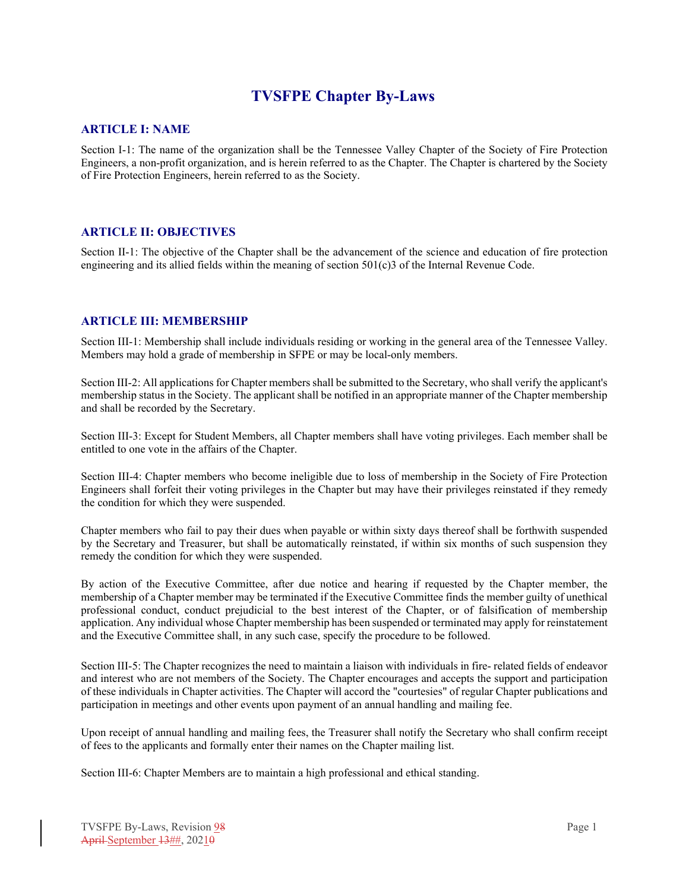# TVSFPE Chapter By-Laws

## ARTICLE I: NAME

Section I-1: The name of the organization shall be the Tennessee Valley Chapter of the Society of Fire Protection Engineers, a non-profit organization, and is herein referred to as the Chapter. The Chapter is chartered by the Society of Fire Protection Engineers, herein referred to as the Society.

## ARTICLE II: OBJECTIVES

Section II-1: The objective of the Chapter shall be the advancement of the science and education of fire protection engineering and its allied fields within the meaning of section 501(c)3 of the Internal Revenue Code.

## ARTICLE III: MEMBERSHIP

Section III-1: Membership shall include individuals residing or working in the general area of the Tennessee Valley. Members may hold a grade of membership in SFPE or may be local-only members.

Section III-2: All applications for Chapter members shall be submitted to the Secretary, who shall verify the applicant's membership status in the Society. The applicant shall be notified in an appropriate manner of the Chapter membership and shall be recorded by the Secretary.

Section III-3: Except for Student Members, all Chapter members shall have voting privileges. Each member shall be entitled to one vote in the affairs of the Chapter.

Section III-4: Chapter members who become ineligible due to loss of membership in the Society of Fire Protection Engineers shall forfeit their voting privileges in the Chapter but may have their privileges reinstated if they remedy the condition for which they were suspended.

Chapter members who fail to pay their dues when payable or within sixty days thereof shall be forthwith suspended by the Secretary and Treasurer, but shall be automatically reinstated, if within six months of such suspension they remedy the condition for which they were suspended.

By action of the Executive Committee, after due notice and hearing if requested by the Chapter member, the membership of a Chapter member may be terminated if the Executive Committee finds the member guilty of unethical professional conduct, conduct prejudicial to the best interest of the Chapter, or of falsification of membership application. Any individual whose Chapter membership has been suspended or terminated may apply for reinstatement and the Executive Committee shall, in any such case, specify the procedure to be followed.

Section III-5: The Chapter recognizes the need to maintain a liaison with individuals in fire- related fields of endeavor and interest who are not members of the Society. The Chapter encourages and accepts the support and participation of these individuals in Chapter activities. The Chapter will accord the "courtesies" of regular Chapter publications and participation in meetings and other events upon payment of an annual handling and mailing fee.

Upon receipt of annual handling and mailing fees, the Treasurer shall notify the Secretary who shall confirm receipt of fees to the applicants and formally enter their names on the Chapter mailing list.

Section III-6: Chapter Members are to maintain a high professional and ethical standing.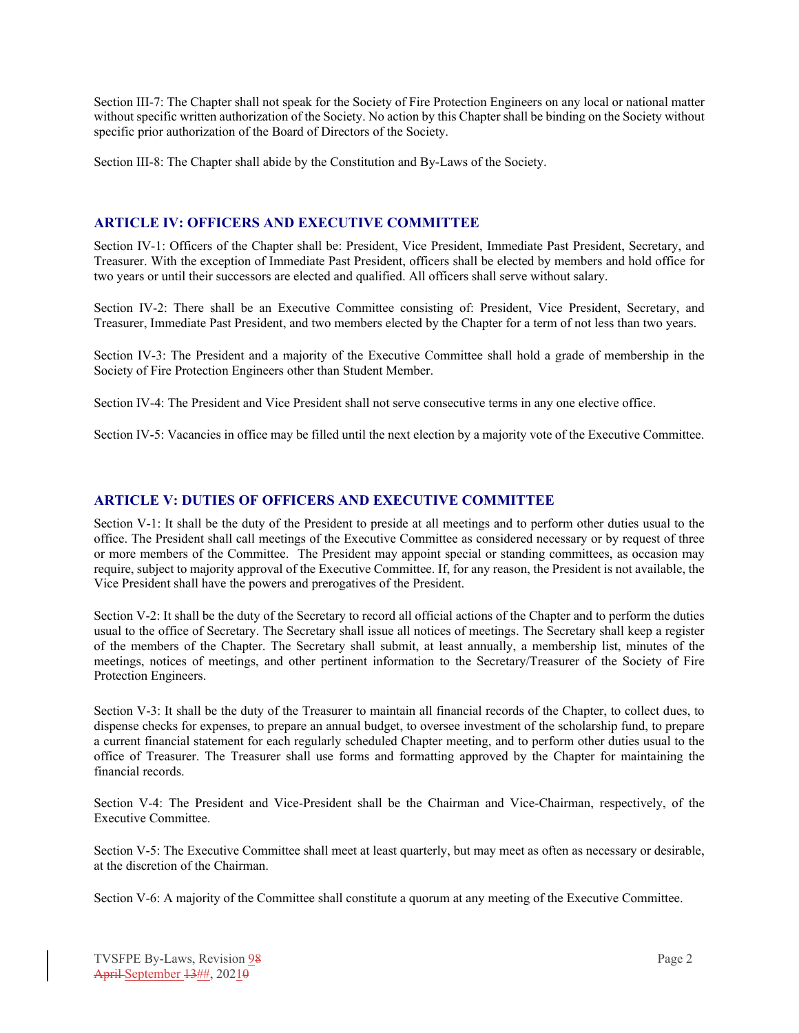Section III-7: The Chapter shall not speak for the Society of Fire Protection Engineers on any local or national matter without specific written authorization of the Society. No action by this Chapter shall be binding on the Society without specific prior authorization of the Board of Directors of the Society.

Section III-8: The Chapter shall abide by the Constitution and By-Laws of the Society.

## ARTICLE IV: OFFICERS AND EXECUTIVE COMMITTEE

Section IV-1: Officers of the Chapter shall be: President, Vice President, Immediate Past President, Secretary, and Treasurer. With the exception of Immediate Past President, officers shall be elected by members and hold office for two years or until their successors are elected and qualified. All officers shall serve without salary.

Section IV-2: There shall be an Executive Committee consisting of: President, Vice President, Secretary, and Treasurer, Immediate Past President, and two members elected by the Chapter for a term of not less than two years.

Section IV-3: The President and a majority of the Executive Committee shall hold a grade of membership in the Society of Fire Protection Engineers other than Student Member.

Section IV-4: The President and Vice President shall not serve consecutive terms in any one elective office.

Section IV-5: Vacancies in office may be filled until the next election by a majority vote of the Executive Committee.

## ARTICLE V: DUTIES OF OFFICERS AND EXECUTIVE COMMITTEE

Section V-1: It shall be the duty of the President to preside at all meetings and to perform other duties usual to the office. The President shall call meetings of the Executive Committee as considered necessary or by request of three or more members of the Committee. The President may appoint special or standing committees, as occasion may require, subject to majority approval of the Executive Committee. If, for any reason, the President is not available, the Vice President shall have the powers and prerogatives of the President.

Section V-2: It shall be the duty of the Secretary to record all official actions of the Chapter and to perform the duties usual to the office of Secretary. The Secretary shall issue all notices of meetings. The Secretary shall keep a register of the members of the Chapter. The Secretary shall submit, at least annually, a membership list, minutes of the meetings, notices of meetings, and other pertinent information to the Secretary/Treasurer of the Society of Fire Protection Engineers.

Section V-3: It shall be the duty of the Treasurer to maintain all financial records of the Chapter, to collect dues, to dispense checks for expenses, to prepare an annual budget, to oversee investment of the scholarship fund, to prepare a current financial statement for each regularly scheduled Chapter meeting, and to perform other duties usual to the office of Treasurer. The Treasurer shall use forms and formatting approved by the Chapter for maintaining the financial records.

Section V-4: The President and Vice-President shall be the Chairman and Vice-Chairman, respectively, of the Executive Committee.

Section V-5: The Executive Committee shall meet at least quarterly, but may meet as often as necessary or desirable, at the discretion of the Chairman.

Section V-6: A majority of the Committee shall constitute a quorum at any meeting of the Executive Committee.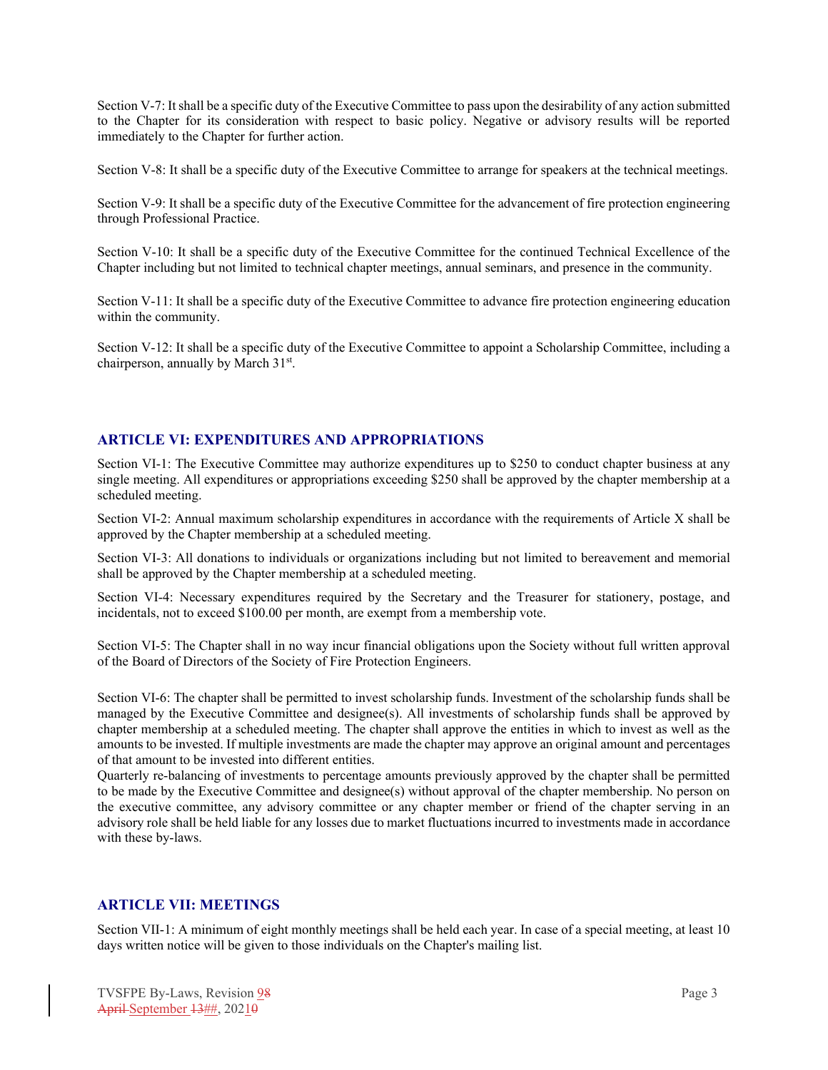Section V-7: It shall be a specific duty of the Executive Committee to pass upon the desirability of any action submitted to the Chapter for its consideration with respect to basic policy. Negative or advisory results will be reported immediately to the Chapter for further action.

Section V-8: It shall be a specific duty of the Executive Committee to arrange for speakers at the technical meetings.

Section V-9: It shall be a specific duty of the Executive Committee for the advancement of fire protection engineering through Professional Practice.

Section V-10: It shall be a specific duty of the Executive Committee for the continued Technical Excellence of the Chapter including but not limited to technical chapter meetings, annual seminars, and presence in the community.

Section V-11: It shall be a specific duty of the Executive Committee to advance fire protection engineering education within the community.

Section V-12: It shall be a specific duty of the Executive Committee to appoint a Scholarship Committee, including a chairperson, annually by March 31st.

## ARTICLE VI: EXPENDITURES AND APPROPRIATIONS

Section VI-1: The Executive Committee may authorize expenditures up to $250 to conduct chapter business at any single meeting. All expenditures or appropriations exceeding $250 shall be approved by the chapter membership at a scheduled meeting.

Section VI-2: Annual maximum scholarship expenditures in accordance with the requirements of Article X shall be approved by the Chapter membership at a scheduled meeting.

Section VI-3: All donations to individuals or organizations including but not limited to bereavement and memorial shall be approved by the Chapter membership at a scheduled meeting.

Section VI-4: Necessary expenditures required by the Secretary and the Treasurer for stationery, postage, and incidentals, not to exceed $100.00 per month, are exempt from a membership vote.

Section VI-5: The Chapter shall in no way incur financial obligations upon the Society without full written approval of the Board of Directors of the Society of Fire Protection Engineers.

Section VI-6: The chapter shall be permitted to invest scholarship funds. Investment of the scholarship funds shall be managed by the Executive Committee and designee(s). All investments of scholarship funds shall be approved by chapter membership at a scheduled meeting. The chapter shall approve the entities in which to invest as well as the amounts to be invested. If multiple investments are made the chapter may approve an original amount and percentages of that amount to be invested into different entities.
Quarterly re-balancing of investments to percentage amounts previously approved by the chapter shall be permitted to be made by the Executive Committee and designee(s) without approval of the chapter membership. No person on the executive committee, any advisory committee or any chapter member or friend of the chapter serving in an advisory role shall be held liable for any losses due to market fluctuations incurred to investments made in accordance with these by-laws.

## ARTICLE VII: MEETINGS

Section VII-1: A minimum of eight monthly meetings shall be held each year. In case of a special meeting, at least 10 days written notice will be given to those individuals on the Chapter's mailing list.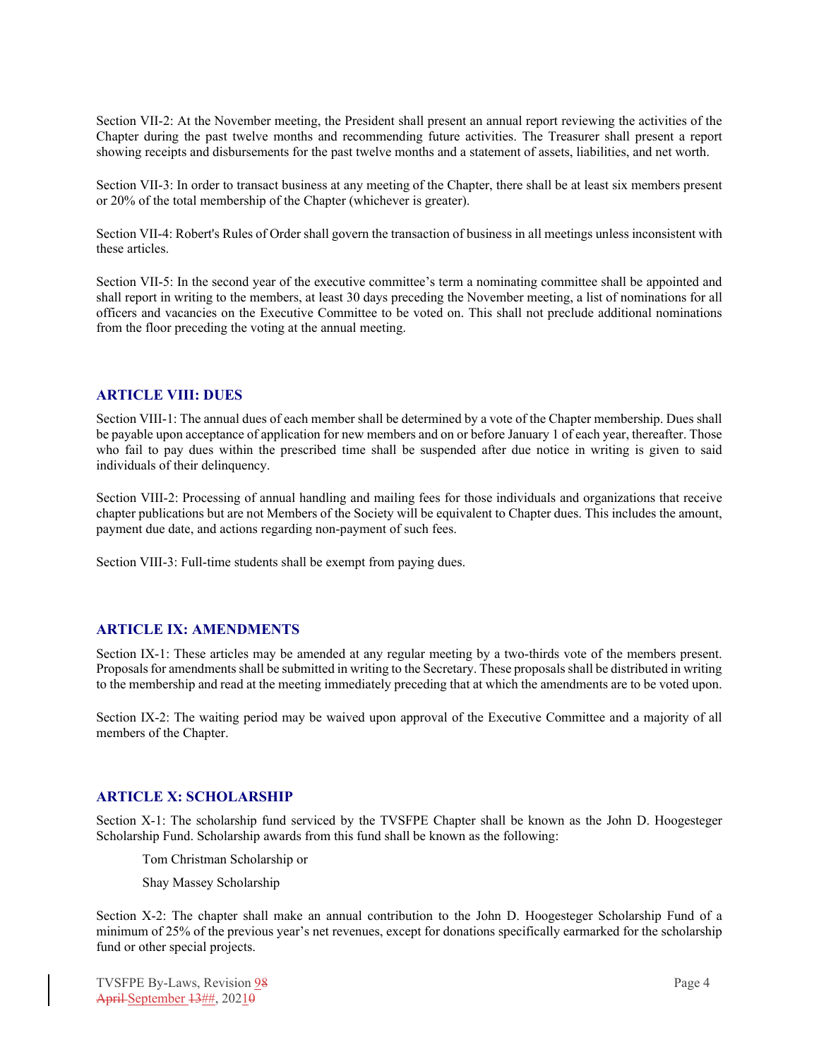Section VII-2: At the November meeting, the President shall present an annual report reviewing the activities of the Chapter during the past twelve months and recommending future activities. The Treasurer shall present a report showing receipts and disbursements for the past twelve months and a statement of assets, liabilities, and net worth.

Section VII-3: In order to transact business at any meeting of the Chapter, there shall be at least six members present or 20% of the total membership of the Chapter (whichever is greater).

Section VII-4: Robert's Rules of Order shall govern the transaction of business in all meetings unless inconsistent with these articles.

Section VII-5: In the second year of the executive committee's term a nominating committee shall be appointed and shall report in writing to the members, at least 30 days preceding the November meeting, a list of nominations for all officers and vacancies on the Executive Committee to be voted on. This shall not preclude additional nominations from the floor preceding the voting at the annual meeting.

## ARTICLE VIII: DUES

Section VIII-1: The annual dues of each member shall be determined by a vote of the Chapter membership. Dues shall be payable upon acceptance of application for new members and on or before January 1 of each year, thereafter. Those who fail to pay dues within the prescribed time shall be suspended after due notice in writing is given to said individuals of their delinquency.

Section VIII-2: Processing of annual handling and mailing fees for those individuals and organizations that receive chapter publications but are not Members of the Society will be equivalent to Chapter dues. This includes the amount, payment due date, and actions regarding non-payment of such fees.

Section VIII-3: Full-time students shall be exempt from paying dues.

## ARTICLE IX: AMENDMENTS

Section IX-1: These articles may be amended at any regular meeting by a two-thirds vote of the members present. Proposals for amendments shall be submitted in writing to the Secretary. These proposals shall be distributed in writing to the membership and read at the meeting immediately preceding that at which the amendments are to be voted upon.

Section IX-2: The waiting period may be waived upon approval of the Executive Committee and a majority of all members of the Chapter.

## ARTICLE X: SCHOLARSHIP

Section X-1: The scholarship fund serviced by the TVSFPE Chapter shall be known as the John D. Hoogesteger Scholarship Fund. Scholarship awards from this fund shall be known as the following:

Tom Christman Scholarship or

Shay Massey Scholarship

Section X-2: The chapter shall make an annual contribution to the John D. Hoogesteger Scholarship Fund of a minimum of 25% of the previous year's net revenues, except for donations specifically earmarked for the scholarship fund or other special projects.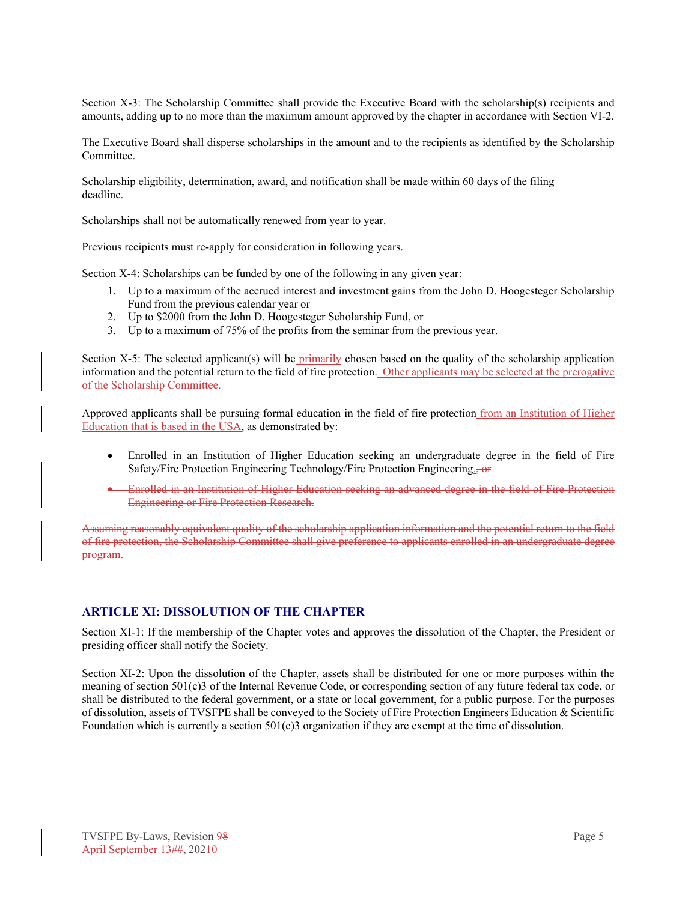Section X-3: The Scholarship Committee shall provide the Executive Board with the scholarship(s) recipients and amounts, adding up to no more than the maximum amount approved by the chapter in accordance with Section VI-2.

The Executive Board shall disperse scholarships in the amount and to the recipients as identified by the Scholarship Committee.

Scholarship eligibility, determination, award, and notification shall be made within 60 days of the filing deadline.

Scholarships shall not be automatically renewed from year to year.

Previous recipients must re-apply for consideration in following years.

Section X-4: Scholarships can be funded by one of the following in any given year:

1. Up to a maximum of the accrued interest and investment gains from the John D. Hoogesteger Scholarship Fund from the previous calendar year or
2. Up to $2000 from the John D. Hoogesteger Scholarship Fund, or
3. Up to a maximum of 75% of the profits from the seminar from the previous year.

Section X-5: The selected applicant(s) will be primarily chosen based on the quality of the scholarship application information and the potential return to the field of fire protection. Other applicants may be selected at the prerogative of the Scholarship Committee.

Approved applicants shall be pursuing formal education in the field of fire protection from an Institution of Higher Education that is based in the USA, as demonstrated by:

- Enrolled in an Institution of Higher Education seeking an undergraduate degree in the field of Fire Safety/Fire Protection Engineering Technology/Fire Protection Engineering., ~~or~~
- ~~Enrolled in an Institution of Higher Education seeking an advanced degree in the field of Fire Protection Engineering or Fire Protection Research.~~

~~Assuming reasonably equivalent quality of the scholarship application information and the potential return to the field of fire protection, the Scholarship Committee shall give preference to applicants enrolled in an undergraduate degree program.~~

## ARTICLE XI: DISSOLUTION OF THE CHAPTER

Section XI-1: If the membership of the Chapter votes and approves the dissolution of the Chapter, the President or presiding officer shall notify the Society.

Section XI-2: Upon the dissolution of the Chapter, assets shall be distributed for one or more purposes within the meaning of section 501(c)3 of the Internal Revenue Code, or corresponding section of any future federal tax code, or shall be distributed to the federal government, or a state or local government, for a public purpose. For the purposes of dissolution, assets of TVSFPE shall be conveyed to the Society of Fire Protection Engineers Education & Scientific Foundation which is currently a section 501(c)3 organization if they are exempt at the time of dissolution.